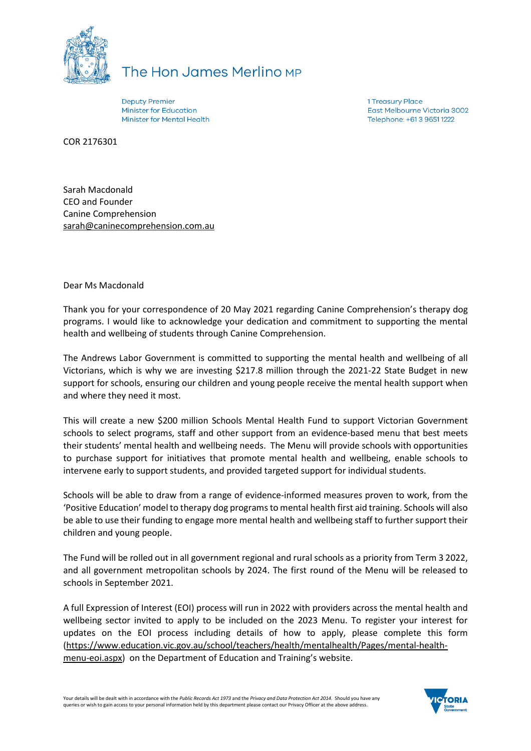# The Hon James Merlino MP

Deputy Premier
Minister for Education
Minister for Mental Health

1 Treasury Place
East Melbourne Victoria 3002
Telephone: +61 3 9651 1222

COR 2176301

Sarah Macdonald
CEO and Founder
Canine Comprehension
sarah@caninecomprehension.com.au

Dear Ms Macdonald

Thank you for your correspondence of 20 May 2021 regarding Canine Comprehension's therapy dog programs. I would like to acknowledge your dedication and commitment to supporting the mental health and wellbeing of students through Canine Comprehension.

The Andrews Labor Government is committed to supporting the mental health and wellbeing of all Victorians, which is why we are investing $217.8 million through the 2021-22 State Budget in new support for schools, ensuring our children and young people receive the mental health support when and where they need it most.

This will create a new $200 million Schools Mental Health Fund to support Victorian Government schools to select programs, staff and other support from an evidence-based menu that best meets their students' mental health and wellbeing needs. The Menu will provide schools with opportunities to purchase support for initiatives that promote mental health and wellbeing, enable schools to intervene early to support students, and provided targeted support for individual students.

Schools will be able to draw from a range of evidence-informed measures proven to work, from the 'Positive Education' model to therapy dog programs to mental health first aid training. Schools will also be able to use their funding to engage more mental health and wellbeing staff to further support their children and young people.

The Fund will be rolled out in all government regional and rural schools as a priority from Term 3 2022, and all government metropolitan schools by 2024. The first round of the Menu will be released to schools in September 2021.

A full Expression of Interest (EOI) process will run in 2022 with providers across the mental health and wellbeing sector invited to apply to be included on the 2023 Menu. To register your interest for updates on the EOI process including details of how to apply, please complete this form (https://www.education.vic.gov.au/school/teachers/health/mentalhealth/Pages/mental-health-menu-eoi.aspx) on the Department of Education and Training's website.

Your details will be dealt with in accordance with the *Public Records Act 1973* and the *Privacy and Data Protection Act 2014*. Should you have any queries or wish to gain access to your personal information held by this department please contact our Privacy Officer at the above address.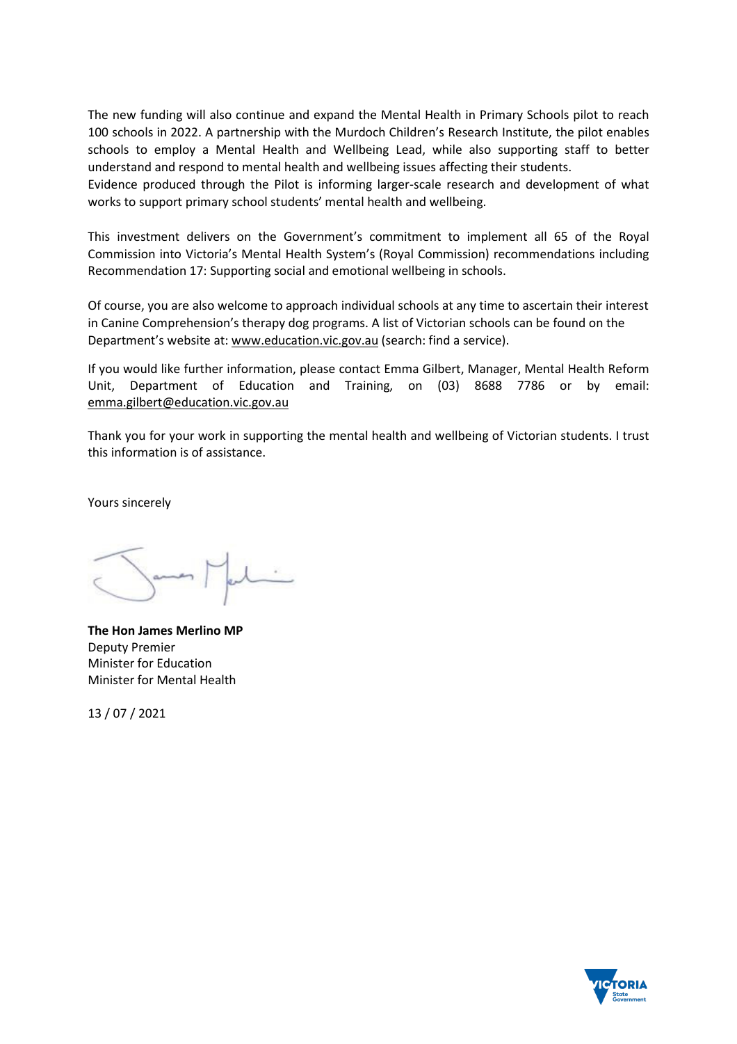The new funding will also continue and expand the Mental Health in Primary Schools pilot to reach 100 schools in 2022. A partnership with the Murdoch Children's Research Institute, the pilot enables schools to employ a Mental Health and Wellbeing Lead, while also supporting staff to better understand and respond to mental health and wellbeing issues affecting their students.
Evidence produced through the Pilot is informing larger-scale research and development of what works to support primary school students' mental health and wellbeing.

This investment delivers on the Government's commitment to implement all 65 of the Royal Commission into Victoria's Mental Health System's (Royal Commission) recommendations including Recommendation 17: Supporting social and emotional wellbeing in schools.

Of course, you are also welcome to approach individual schools at any time to ascertain their interest in Canine Comprehension's therapy dog programs. A list of Victorian schools can be found on the Department's website at: www.education.vic.gov.au (search: find a service).

If you would like further information, please contact Emma Gilbert, Manager, Mental Health Reform Unit, Department of Education and Training, on (03) 8688 7786 or by email: emma.gilbert@education.vic.gov.au

Thank you for your work in supporting the mental health and wellbeing of Victorian students. I trust this information is of assistance.

Yours sincerely

**The Hon James Merlino MP**
Deputy Premier
Minister for Education
Minister for Mental Health

13 / 07 / 2021